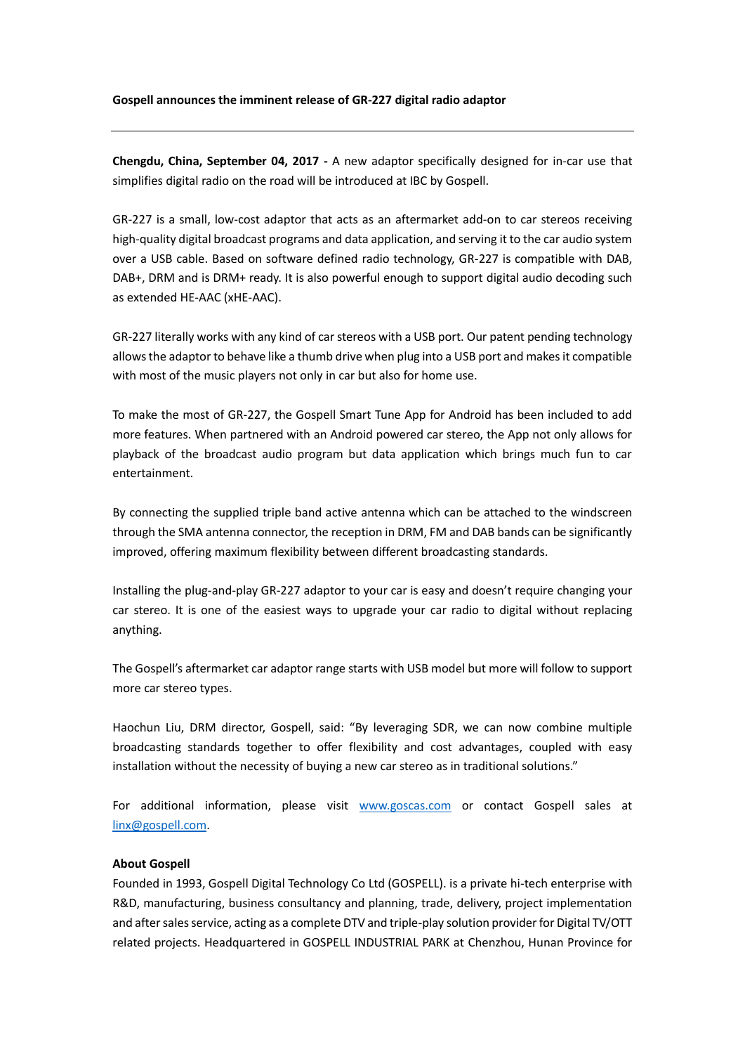**Gospell announces the imminent release of GR-227 digital radio adaptor**

---

**Chengdu, China, September 04, 2017 -** A new adaptor specifically designed for in-car use that simplifies digital radio on the road will be introduced at IBC by Gospell.

GR-227 is a small, low-cost adaptor that acts as an aftermarket add-on to car stereos receiving high-quality digital broadcast programs and data application, and serving it to the car audio system over a USB cable. Based on software defined radio technology, GR-227 is compatible with DAB, DAB+, DRM and is DRM+ ready. It is also powerful enough to support digital audio decoding such as extended HE-AAC (xHE-AAC).

GR-227 literally works with any kind of car stereos with a USB port. Our patent pending technology allows the adaptor to behave like a thumb drive when plug into a USB port and makes it compatible with most of the music players not only in car but also for home use.

To make the most of GR-227, the Gospell Smart Tune App for Android has been included to add more features. When partnered with an Android powered car stereo, the App not only allows for playback of the broadcast audio program but data application which brings much fun to car entertainment.

By connecting the supplied triple band active antenna which can be attached to the windscreen through the SMA antenna connector, the reception in DRM, FM and DAB bands can be significantly improved, offering maximum flexibility between different broadcasting standards.

Installing the plug-and-play GR-227 adaptor to your car is easy and doesn't require changing your car stereo. It is one of the easiest ways to upgrade your car radio to digital without replacing anything.

The Gospell's aftermarket car adaptor range starts with USB model but more will follow to support more car stereo types.

Haochun Liu, DRM director, Gospell, said: "By leveraging SDR, we can now combine multiple broadcasting standards together to offer flexibility and cost advantages, coupled with easy installation without the necessity of buying a new car stereo as in traditional solutions."

For additional information, please visit [www.goscas.com](http://www.goscas.com) or contact Gospell sales at [linx@gospell.com](mailto:linx@gospell.com).

**About Gospell**

Founded in 1993, Gospell Digital Technology Co Ltd (GOSPELL). is a private hi-tech enterprise with R&D, manufacturing, business consultancy and planning, trade, delivery, project implementation and after sales service, acting as a complete DTV and triple-play solution provider for Digital TV/OTT related projects. Headquartered in GOSPELL INDUSTRIAL PARK at Chenzhou, Hunan Province for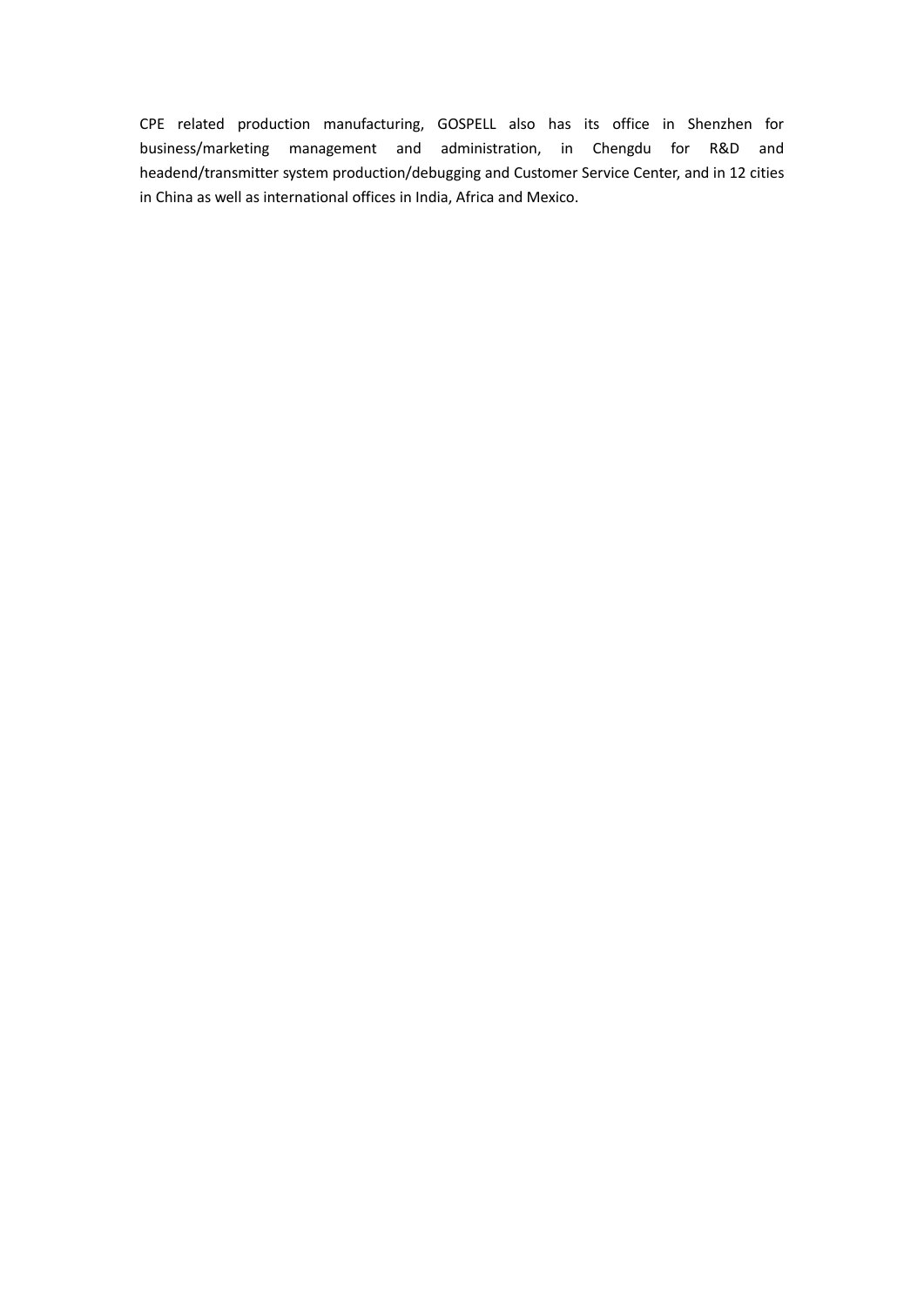CPE related production manufacturing, GOSPELL also has its office in Shenzhen for business/marketing management and administration, in Chengdu for R&D and headend/transmitter system production/debugging and Customer Service Center, and in 12 cities in China as well as international offices in India, Africa and Mexico.